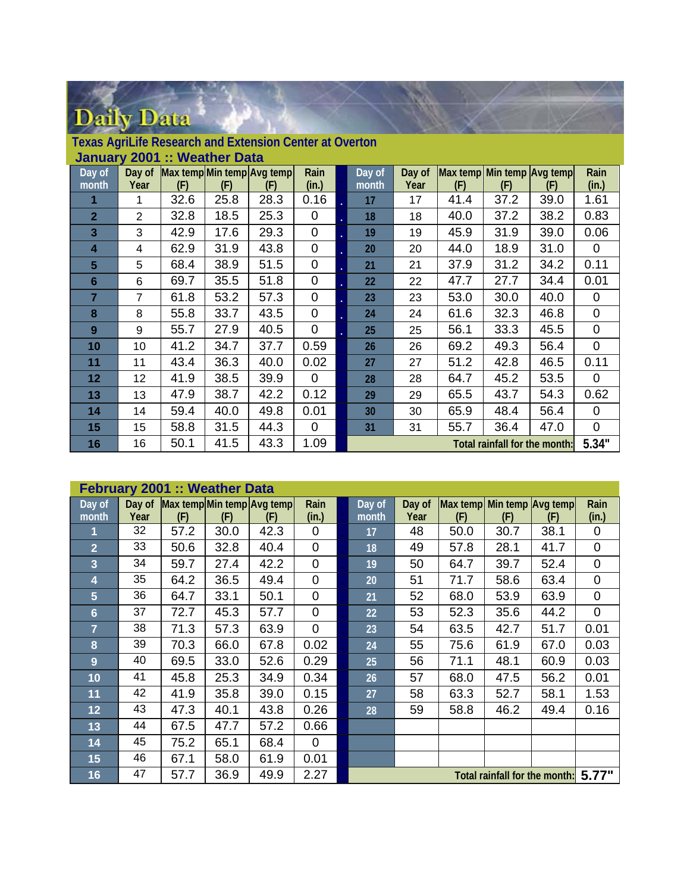# Daily Data

## Texas AgriLife Research and Extension Center at Overton

### January 2001 :: Weather Data

| Day of month | Day of Year | Max temp (F) | Min temp (F) | Avg temp (F) | Rain (in.) | Day of month | Day of Year | Max temp (F) | Min temp (F) | Avg temp (F) | Rain (in.) |
|---|---|---|---|---|---|---|---|---|---|---|---|
| 1 | 1 | 32.6 | 25.8 | 28.3 | 0.16 | 17 | 17 | 41.4 | 37.2 | 39.0 | 1.61 |
| 2 | 2 | 32.8 | 18.5 | 25.3 | 0 | 18 | 18 | 40.0 | 37.2 | 38.2 | 0.83 |
| 3 | 3 | 42.9 | 17.6 | 29.3 | 0 | 19 | 19 | 45.9 | 31.9 | 39.0 | 0.06 |
| 4 | 4 | 62.9 | 31.9 | 43.8 | 0 | 20 | 20 | 44.0 | 18.9 | 31.0 | 0 |
| 5 | 5 | 68.4 | 38.9 | 51.5 | 0 | 21 | 21 | 37.9 | 31.2 | 34.2 | 0.11 |
| 6 | 6 | 69.7 | 35.5 | 51.8 | 0 | 22 | 22 | 47.7 | 27.7 | 34.4 | 0.01 |
| 7 | 7 | 61.8 | 53.2 | 57.3 | 0 | 23 | 23 | 53.0 | 30.0 | 40.0 | 0 |
| 8 | 8 | 55.8 | 33.7 | 43.5 | 0 | 24 | 24 | 61.6 | 32.3 | 46.8 | 0 |
| 9 | 9 | 55.7 | 27.9 | 40.5 | 0 | 25 | 25 | 56.1 | 33.3 | 45.5 | 0 |
| 10 | 10 | 41.2 | 34.7 | 37.7 | 0.59 | 26 | 26 | 69.2 | 49.3 | 56.4 | 0 |
| 11 | 11 | 43.4 | 36.3 | 40.0 | 0.02 | 27 | 27 | 51.2 | 42.8 | 46.5 | 0.11 |
| 12 | 12 | 41.9 | 38.5 | 39.9 | 0 | 28 | 28 | 64.7 | 45.2 | 53.5 | 0 |
| 13 | 13 | 47.9 | 38.7 | 42.2 | 0.12 | 29 | 29 | 65.5 | 43.7 | 54.3 | 0.62 |
| 14 | 14 | 59.4 | 40.0 | 49.8 | 0.01 | 30 | 30 | 65.9 | 48.4 | 56.4 | 0 |
| 15 | 15 | 58.8 | 31.5 | 44.3 | 0 | 31 | 31 | 55.7 | 36.4 | 47.0 | 0 |
| 16 | 16 | 50.1 | 41.5 | 43.3 | 1.09 | Total rainfall for the month: | | | | | 5.34" |

### February 2001 :: Weather Data

| Day of month | Day of Year | Max temp (F) | Min temp (F) | Avg temp (F) | Rain (in.) | Day of month | Day of Year | Max temp (F) | Min temp (F) | Avg temp (F) | Rain (in.) |
|---|---|---|---|---|---|---|---|---|---|---|---|
| 1 | 32 | 57.2 | 30.0 | 42.3 | 0 | 17 | 48 | 50.0 | 30.7 | 38.1 | 0 |
| 2 | 33 | 50.6 | 32.8 | 40.4 | 0 | 18 | 49 | 57.8 | 28.1 | 41.7 | 0 |
| 3 | 34 | 59.7 | 27.4 | 42.2 | 0 | 19 | 50 | 64.7 | 39.7 | 52.4 | 0 |
| 4 | 35 | 64.2 | 36.5 | 49.4 | 0 | 20 | 51 | 71.7 | 58.6 | 63.4 | 0 |
| 5 | 36 | 64.7 | 33.1 | 50.1 | 0 | 21 | 52 | 68.0 | 53.9 | 63.9 | 0 |
| 6 | 37 | 72.7 | 45.3 | 57.7 | 0 | 22 | 53 | 52.3 | 35.6 | 44.2 | 0 |
| 7 | 38 | 71.3 | 57.3 | 63.9 | 0 | 23 | 54 | 63.5 | 42.7 | 51.7 | 0.01 |
| 8 | 39 | 70.3 | 66.0 | 67.8 | 0.02 | 24 | 55 | 75.6 | 61.9 | 67.0 | 0.03 |
| 9 | 40 | 69.5 | 33.0 | 52.6 | 0.29 | 25 | 56 | 71.1 | 48.1 | 60.9 | 0.03 |
| 10 | 41 | 45.8 | 25.3 | 34.9 | 0.34 | 26 | 57 | 68.0 | 47.5 | 56.2 | 0.01 |
| 11 | 42 | 41.9 | 35.8 | 39.0 | 0.15 | 27 | 58 | 63.3 | 52.7 | 58.1 | 1.53 |
| 12 | 43 | 47.3 | 40.1 | 43.8 | 0.26 | 28 | 59 | 58.8 | 46.2 | 49.4 | 0.16 |
| 13 | 44 | 67.5 | 47.7 | 57.2 | 0.66 | | | | | | |
| 14 | 45 | 75.2 | 65.1 | 68.4 | 0 | | | | | | |
| 15 | 46 | 67.1 | 58.0 | 61.9 | 0.01 | | | | | | |
| 16 | 47 | 57.7 | 36.9 | 49.9 | 2.27 | Total rainfall for the month: | | | | | 5.77" |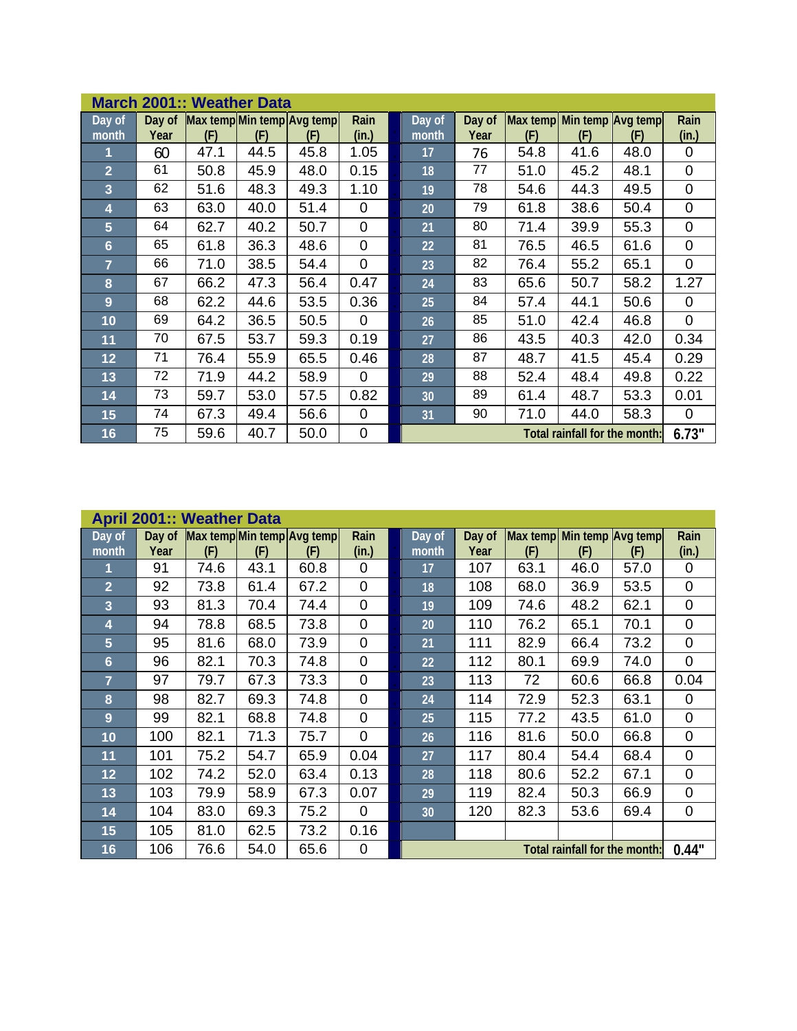## March 2001:: Weather Data

| Day of month | Day of Year | Max temp (F) | Min temp (F) | Avg temp (F) | Rain (in.) | | Day of month | Day of Year | Max temp (F) | Min temp (F) | Avg temp (F) | Rain (in.) |
|---|---|---|---|---|---|---|---|---|---|---|---|---|
| 1 | 60 | 47.1 | 44.5 | 45.8 | 1.05 | | 17 | 76 | 54.8 | 41.6 | 48.0 | 0 |
| 2 | 61 | 50.8 | 45.9 | 48.0 | 0.15 | | 18 | 77 | 51.0 | 45.2 | 48.1 | 0 |
| 3 | 62 | 51.6 | 48.3 | 49.3 | 1.10 | | 19 | 78 | 54.6 | 44.3 | 49.5 | 0 |
| 4 | 63 | 63.0 | 40.0 | 51.4 | 0 | | 20 | 79 | 61.8 | 38.6 | 50.4 | 0 |
| 5 | 64 | 62.7 | 40.2 | 50.7 | 0 | | 21 | 80 | 71.4 | 39.9 | 55.3 | 0 |
| 6 | 65 | 61.8 | 36.3 | 48.6 | 0 | | 22 | 81 | 76.5 | 46.5 | 61.6 | 0 |
| 7 | 66 | 71.0 | 38.5 | 54.4 | 0 | | 23 | 82 | 76.4 | 55.2 | 65.1 | 0 |
| 8 | 67 | 66.2 | 47.3 | 56.4 | 0.47 | | 24 | 83 | 65.6 | 50.7 | 58.2 | 1.27 |
| 9 | 68 | 62.2 | 44.6 | 53.5 | 0.36 | | 25 | 84 | 57.4 | 44.1 | 50.6 | 0 |
| 10 | 69 | 64.2 | 36.5 | 50.5 | 0 | | 26 | 85 | 51.0 | 42.4 | 46.8 | 0 |
| 11 | 70 | 67.5 | 53.7 | 59.3 | 0.19 | | 27 | 86 | 43.5 | 40.3 | 42.0 | 0.34 |
| 12 | 71 | 76.4 | 55.9 | 65.5 | 0.46 | | 28 | 87 | 48.7 | 41.5 | 45.4 | 0.29 |
| 13 | 72 | 71.9 | 44.2 | 58.9 | 0 | | 29 | 88 | 52.4 | 48.4 | 49.8 | 0.22 |
| 14 | 73 | 59.7 | 53.0 | 57.5 | 0.82 | | 30 | 89 | 61.4 | 48.7 | 53.3 | 0.01 |
| 15 | 74 | 67.3 | 49.4 | 56.6 | 0 | | 31 | 90 | 71.0 | 44.0 | 58.3 | 0 |
| 16 | 75 | 59.6 | 40.7 | 50.0 | 0 | | Total rainfall for the month: | | | | | 6.73" |

## April 2001:: Weather Data

| Day of month | Day of Year | Max temp (F) | Min temp (F) | Avg temp (F) | Rain (in.) | | Day of month | Day of Year | Max temp (F) | Min temp (F) | Avg temp (F) | Rain (in.) |
|---|---|---|---|---|---|---|---|---|---|---|---|---|
| 1 | 91 | 74.6 | 43.1 | 60.8 | 0 | | 17 | 107 | 63.1 | 46.0 | 57.0 | 0 |
| 2 | 92 | 73.8 | 61.4 | 67.2 | 0 | | 18 | 108 | 68.0 | 36.9 | 53.5 | 0 |
| 3 | 93 | 81.3 | 70.4 | 74.4 | 0 | | 19 | 109 | 74.6 | 48.2 | 62.1 | 0 |
| 4 | 94 | 78.8 | 68.5 | 73.8 | 0 | | 20 | 110 | 76.2 | 65.1 | 70.1 | 0 |
| 5 | 95 | 81.6 | 68.0 | 73.9 | 0 | | 21 | 111 | 82.9 | 66.4 | 73.2 | 0 |
| 6 | 96 | 82.1 | 70.3 | 74.8 | 0 | | 22 | 112 | 80.1 | 69.9 | 74.0 | 0 |
| 7 | 97 | 79.7 | 67.3 | 73.3 | 0 | | 23 | 113 | 72 | 60.6 | 66.8 | 0.04 |
| 8 | 98 | 82.7 | 69.3 | 74.8 | 0 | | 24 | 114 | 72.9 | 52.3 | 63.1 | 0 |
| 9 | 99 | 82.1 | 68.8 | 74.8 | 0 | | 25 | 115 | 77.2 | 43.5 | 61.0 | 0 |
| 10 | 100 | 82.1 | 71.3 | 75.7 | 0 | | 26 | 116 | 81.6 | 50.0 | 66.8 | 0 |
| 11 | 101 | 75.2 | 54.7 | 65.9 | 0.04 | | 27 | 117 | 80.4 | 54.4 | 68.4 | 0 |
| 12 | 102 | 74.2 | 52.0 | 63.4 | 0.13 | | 28 | 118 | 80.6 | 52.2 | 67.1 | 0 |
| 13 | 103 | 79.9 | 58.9 | 67.3 | 0.07 | | 29 | 119 | 82.4 | 50.3 | 66.9 | 0 |
| 14 | 104 | 83.0 | 69.3 | 75.2 | 0 | | 30 | 120 | 82.3 | 53.6 | 69.4 | 0 |
| 15 | 105 | 81.0 | 62.5 | 73.2 | 0.16 | | | | | | | |
| 16 | 106 | 76.6 | 54.0 | 65.6 | 0 | | Total rainfall for the month: | | | | | 0.44" |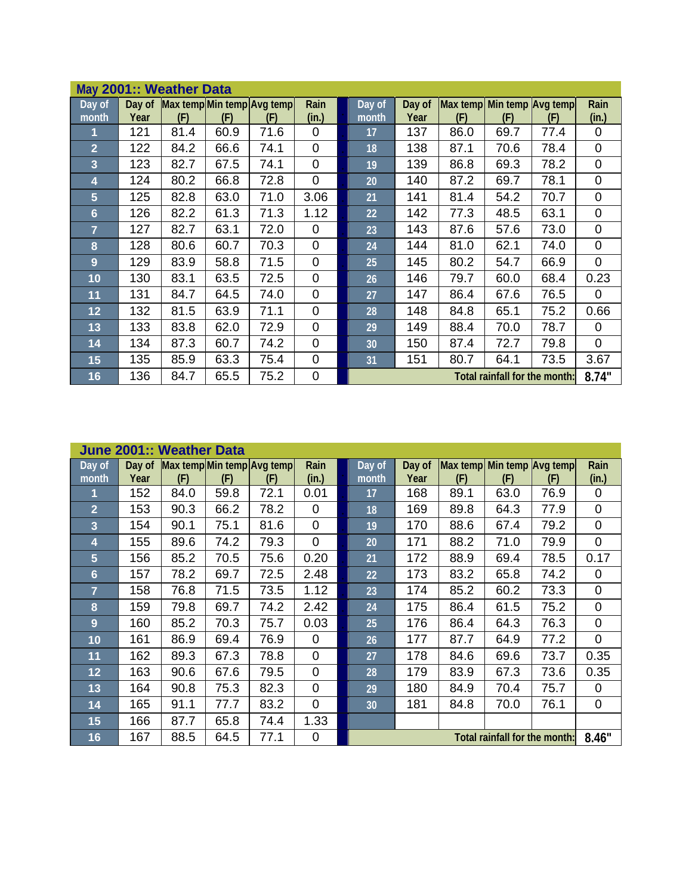## May 2001:: Weather Data

| Day of month | Day of Year | Max temp (F) | Min temp (F) | Avg temp (F) | Rain (in.) | Day of month | Day of Year | Max temp (F) | Min temp (F) | Avg temp (F) | Rain (in.) |
|---|---|---|---|---|---|---|---|---|---|---|---|
| 1 | 121 | 81.4 | 60.9 | 71.6 | 0 | 17 | 137 | 86.0 | 69.7 | 77.4 | 0 |
| 2 | 122 | 84.2 | 66.6 | 74.1 | 0 | 18 | 138 | 87.1 | 70.6 | 78.4 | 0 |
| 3 | 123 | 82.7 | 67.5 | 74.1 | 0 | 19 | 139 | 86.8 | 69.3 | 78.2 | 0 |
| 4 | 124 | 80.2 | 66.8 | 72.8 | 0 | 20 | 140 | 87.2 | 69.7 | 78.1 | 0 |
| 5 | 125 | 82.8 | 63.0 | 71.0 | 3.06 | 21 | 141 | 81.4 | 54.2 | 70.7 | 0 |
| 6 | 126 | 82.2 | 61.3 | 71.3 | 1.12 | 22 | 142 | 77.3 | 48.5 | 63.1 | 0 |
| 7 | 127 | 82.7 | 63.1 | 72.0 | 0 | 23 | 143 | 87.6 | 57.6 | 73.0 | 0 |
| 8 | 128 | 80.6 | 60.7 | 70.3 | 0 | 24 | 144 | 81.0 | 62.1 | 74.0 | 0 |
| 9 | 129 | 83.9 | 58.8 | 71.5 | 0 | 25 | 145 | 80.2 | 54.7 | 66.9 | 0 |
| 10 | 130 | 83.1 | 63.5 | 72.5 | 0 | 26 | 146 | 79.7 | 60.0 | 68.4 | 0.23 |
| 11 | 131 | 84.7 | 64.5 | 74.0 | 0 | 27 | 147 | 86.4 | 67.6 | 76.5 | 0 |
| 12 | 132 | 81.5 | 63.9 | 71.1 | 0 | 28 | 148 | 84.8 | 65.1 | 75.2 | 0.66 |
| 13 | 133 | 83.8 | 62.0 | 72.9 | 0 | 29 | 149 | 88.4 | 70.0 | 78.7 | 0 |
| 14 | 134 | 87.3 | 60.7 | 74.2 | 0 | 30 | 150 | 87.4 | 72.7 | 79.8 | 0 |
| 15 | 135 | 85.9 | 63.3 | 75.4 | 0 | 31 | 151 | 80.7 | 64.1 | 73.5 | 3.67 |
| 16 | 136 | 84.7 | 65.5 | 75.2 | 0 | | | | | Total rainfall for the month: | 8.74" |

## June 2001:: Weather Data

| Day of month | Day of Year | Max temp (F) | Min temp (F) | Avg temp (F) | Rain (in.) | Day of month | Day of Year | Max temp (F) | Min temp (F) | Avg temp (F) | Rain (in.) |
|---|---|---|---|---|---|---|---|---|---|---|---|
| 1 | 152 | 84.0 | 59.8 | 72.1 | 0.01 | 17 | 168 | 89.1 | 63.0 | 76.9 | 0 |
| 2 | 153 | 90.3 | 66.2 | 78.2 | 0 | 18 | 169 | 89.8 | 64.3 | 77.9 | 0 |
| 3 | 154 | 90.1 | 75.1 | 81.6 | 0 | 19 | 170 | 88.6 | 67.4 | 79.2 | 0 |
| 4 | 155 | 89.6 | 74.2 | 79.3 | 0 | 20 | 171 | 88.2 | 71.0 | 79.9 | 0 |
| 5 | 156 | 85.2 | 70.5 | 75.6 | 0.20 | 21 | 172 | 88.9 | 69.4 | 78.5 | 0.17 |
| 6 | 157 | 78.2 | 69.7 | 72.5 | 2.48 | 22 | 173 | 83.2 | 65.8 | 74.2 | 0 |
| 7 | 158 | 76.8 | 71.5 | 73.5 | 1.12 | 23 | 174 | 85.2 | 60.2 | 73.3 | 0 |
| 8 | 159 | 79.8 | 69.7 | 74.2 | 2.42 | 24 | 175 | 86.4 | 61.5 | 75.2 | 0 |
| 9 | 160 | 85.2 | 70.3 | 75.7 | 0.03 | 25 | 176 | 86.4 | 64.3 | 76.3 | 0 |
| 10 | 161 | 86.9 | 69.4 | 76.9 | 0 | 26 | 177 | 87.7 | 64.9 | 77.2 | 0 |
| 11 | 162 | 89.3 | 67.3 | 78.8 | 0 | 27 | 178 | 84.6 | 69.6 | 73.7 | 0.35 |
| 12 | 163 | 90.6 | 67.6 | 79.5 | 0 | 28 | 179 | 83.9 | 67.3 | 73.6 | 0.35 |
| 13 | 164 | 90.8 | 75.3 | 82.3 | 0 | 29 | 180 | 84.9 | 70.4 | 75.7 | 0 |
| 14 | 165 | 91.1 | 77.7 | 83.2 | 0 | 30 | 181 | 84.8 | 70.0 | 76.1 | 0 |
| 15 | 166 | 87.7 | 65.8 | 74.4 | 1.33 | | | | | | |
| 16 | 167 | 88.5 | 64.5 | 77.1 | 0 | | | | | Total rainfall for the month: | 8.46" |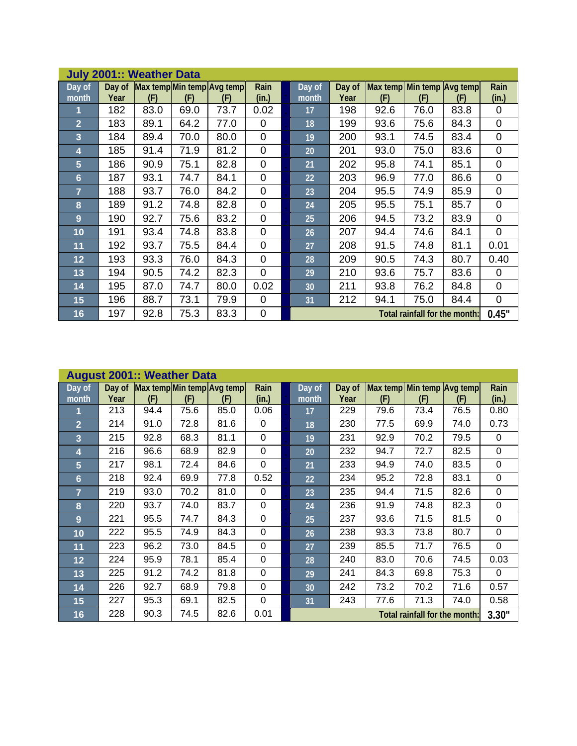## July 2001:: Weather Data

| Day of month | Day of Year | Max temp (F) | Min temp (F) | Avg temp (F) | Rain (in.) | | Day of month | Day of Year | Max temp (F) | Min temp (F) | Avg temp (F) | Rain (in.) |
|---|---|---|---|---|---|---|---|---|---|---|---|---|
| 1 | 182 | 83.0 | 69.0 | 73.7 | 0.02 | | 17 | 198 | 92.6 | 76.0 | 83.8 | 0 |
| 2 | 183 | 89.1 | 64.2 | 77.0 | 0 | | 18 | 199 | 93.6 | 75.6 | 84.3 | 0 |
| 3 | 184 | 89.4 | 70.0 | 80.0 | 0 | | 19 | 200 | 93.1 | 74.5 | 83.4 | 0 |
| 4 | 185 | 91.4 | 71.9 | 81.2 | 0 | | 20 | 201 | 93.0 | 75.0 | 83.6 | 0 |
| 5 | 186 | 90.9 | 75.1 | 82.8 | 0 | | 21 | 202 | 95.8 | 74.1 | 85.1 | 0 |
| 6 | 187 | 93.1 | 74.7 | 84.1 | 0 | | 22 | 203 | 96.9 | 77.0 | 86.6 | 0 |
| 7 | 188 | 93.7 | 76.0 | 84.2 | 0 | | 23 | 204 | 95.5 | 74.9 | 85.9 | 0 |
| 8 | 189 | 91.2 | 74.8 | 82.8 | 0 | | 24 | 205 | 95.5 | 75.1 | 85.7 | 0 |
| 9 | 190 | 92.7 | 75.6 | 83.2 | 0 | | 25 | 206 | 94.5 | 73.2 | 83.9 | 0 |
| 10 | 191 | 93.4 | 74.8 | 83.8 | 0 | | 26 | 207 | 94.4 | 74.6 | 84.1 | 0 |
| 11 | 192 | 93.7 | 75.5 | 84.4 | 0 | | 27 | 208 | 91.5 | 74.8 | 81.1 | 0.01 |
| 12 | 193 | 93.3 | 76.0 | 84.3 | 0 | | 28 | 209 | 90.5 | 74.3 | 80.7 | 0.40 |
| 13 | 194 | 90.5 | 74.2 | 82.3 | 0 | | 29 | 210 | 93.6 | 75.7 | 83.6 | 0 |
| 14 | 195 | 87.0 | 74.7 | 80.0 | 0.02 | | 30 | 211 | 93.8 | 76.2 | 84.8 | 0 |
| 15 | 196 | 88.7 | 73.1 | 79.9 | 0 | | 31 | 212 | 94.1 | 75.0 | 84.4 | 0 |
| 16 | 197 | 92.8 | 75.3 | 83.3 | 0 | | Total rainfall for the month: | | | | | 0.45" |

## August 2001:: Weather Data

| Day of month | Day of Year | Max temp (F) | Min temp (F) | Avg temp (F) | Rain (in.) | | Day of month | Day of Year | Max temp (F) | Min temp (F) | Avg temp (F) | Rain (in.) |
|---|---|---|---|---|---|---|---|---|---|---|---|---|
| 1 | 213 | 94.4 | 75.6 | 85.0 | 0.06 | | 17 | 229 | 79.6 | 73.4 | 76.5 | 0.80 |
| 2 | 214 | 91.0 | 72.8 | 81.6 | 0 | | 18 | 230 | 77.5 | 69.9 | 74.0 | 0.73 |
| 3 | 215 | 92.8 | 68.3 | 81.1 | 0 | | 19 | 231 | 92.9 | 70.2 | 79.5 | 0 |
| 4 | 216 | 96.6 | 68.9 | 82.9 | 0 | | 20 | 232 | 94.7 | 72.7 | 82.5 | 0 |
| 5 | 217 | 98.1 | 72.4 | 84.6 | 0 | | 21 | 233 | 94.9 | 74.0 | 83.5 | 0 |
| 6 | 218 | 92.4 | 69.9 | 77.8 | 0.52 | | 22 | 234 | 95.2 | 72.8 | 83.1 | 0 |
| 7 | 219 | 93.0 | 70.2 | 81.0 | 0 | | 23 | 235 | 94.4 | 71.5 | 82.6 | 0 |
| 8 | 220 | 93.7 | 74.0 | 83.7 | 0 | | 24 | 236 | 91.9 | 74.8 | 82.3 | 0 |
| 9 | 221 | 95.5 | 74.7 | 84.3 | 0 | | 25 | 237 | 93.6 | 71.5 | 81.5 | 0 |
| 10 | 222 | 95.5 | 74.9 | 84.3 | 0 | | 26 | 238 | 93.3 | 73.8 | 80.7 | 0 |
| 11 | 223 | 96.2 | 73.0 | 84.5 | 0 | | 27 | 239 | 85.5 | 71.7 | 76.5 | 0 |
| 12 | 224 | 95.9 | 78.1 | 85.4 | 0 | | 28 | 240 | 83.0 | 70.6 | 74.5 | 0.03 |
| 13 | 225 | 91.2 | 74.2 | 81.8 | 0 | | 29 | 241 | 84.3 | 69.8 | 75.3 | 0 |
| 14 | 226 | 92.7 | 68.9 | 79.8 | 0 | | 30 | 242 | 73.2 | 70.2 | 71.6 | 0.57 |
| 15 | 227 | 95.3 | 69.1 | 82.5 | 0 | | 31 | 243 | 77.6 | 71.3 | 74.0 | 0.58 |
| 16 | 228 | 90.3 | 74.5 | 82.6 | 0.01 | | Total rainfall for the month: | | | | | 3.30" |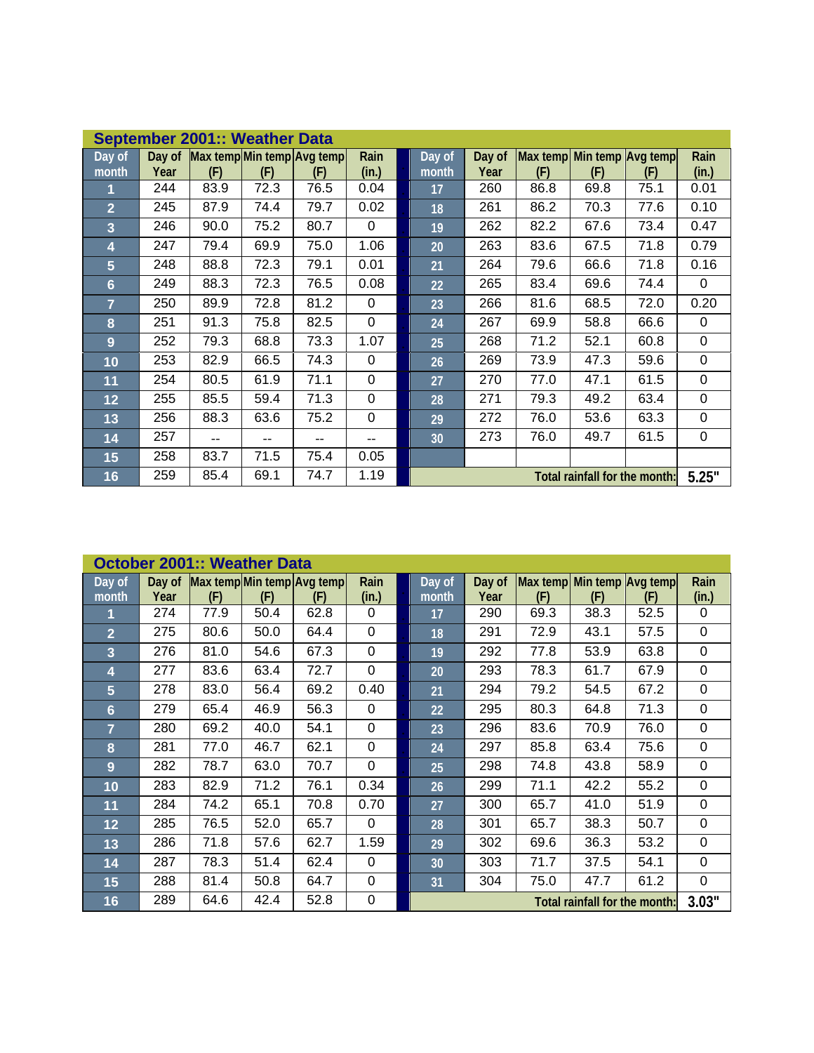## September 2001:: Weather Data

| Day of month | Day of Year | Max temp (F) | Min temp (F) | Avg temp (F) | Rain (in.) | | Day of month | Day of Year | Max temp (F) | Min temp (F) | Avg temp (F) | Rain (in.) |
|---|---|---|---|---|---|---|---|---|---|---|---|---|
| 1 | 244 | 83.9 | 72.3 | 76.5 | 0.04 | | 17 | 260 | 86.8 | 69.8 | 75.1 | 0.01 |
| 2 | 245 | 87.9 | 74.4 | 79.7 | 0.02 | | 18 | 261 | 86.2 | 70.3 | 77.6 | 0.10 |
| 3 | 246 | 90.0 | 75.2 | 80.7 | 0 | | 19 | 262 | 82.2 | 67.6 | 73.4 | 0.47 |
| 4 | 247 | 79.4 | 69.9 | 75.0 | 1.06 | | 20 | 263 | 83.6 | 67.5 | 71.8 | 0.79 |
| 5 | 248 | 88.8 | 72.3 | 79.1 | 0.01 | | 21 | 264 | 79.6 | 66.6 | 71.8 | 0.16 |
| 6 | 249 | 88.3 | 72.3 | 76.5 | 0.08 | | 22 | 265 | 83.4 | 69.6 | 74.4 | 0 |
| 7 | 250 | 89.9 | 72.8 | 81.2 | 0 | | 23 | 266 | 81.6 | 68.5 | 72.0 | 0.20 |
| 8 | 251 | 91.3 | 75.8 | 82.5 | 0 | | 24 | 267 | 69.9 | 58.8 | 66.6 | 0 |
| 9 | 252 | 79.3 | 68.8 | 73.3 | 1.07 | | 25 | 268 | 71.2 | 52.1 | 60.8 | 0 |
| 10 | 253 | 82.9 | 66.5 | 74.3 | 0 | | 26 | 269 | 73.9 | 47.3 | 59.6 | 0 |
| 11 | 254 | 80.5 | 61.9 | 71.1 | 0 | | 27 | 270 | 77.0 | 47.1 | 61.5 | 0 |
| 12 | 255 | 85.5 | 59.4 | 71.3 | 0 | | 28 | 271 | 79.3 | 49.2 | 63.4 | 0 |
| 13 | 256 | 88.3 | 63.6 | 75.2 | 0 | | 29 | 272 | 76.0 | 53.6 | 63.3 | 0 |
| 14 | 257 | -- | -- | -- | -- | | 30 | 273 | 76.0 | 49.7 | 61.5 | 0 |
| 15 | 258 | 83.7 | 71.5 | 75.4 | 0.05 | | | | | | | |
| 16 | 259 | 85.4 | 69.1 | 74.7 | 1.19 | | Total rainfall for the month: | | | | | 5.25" |

## October 2001:: Weather Data

| Day of month | Day of Year | Max temp (F) | Min temp (F) | Avg temp (F) | Rain (in.) | | Day of month | Day of Year | Max temp (F) | Min temp (F) | Avg temp (F) | Rain (in.) |
|---|---|---|---|---|---|---|---|---|---|---|---|---|
| 1 | 274 | 77.9 | 50.4 | 62.8 | 0 | | 17 | 290 | 69.3 | 38.3 | 52.5 | 0 |
| 2 | 275 | 80.6 | 50.0 | 64.4 | 0 | | 18 | 291 | 72.9 | 43.1 | 57.5 | 0 |
| 3 | 276 | 81.0 | 54.6 | 67.3 | 0 | | 19 | 292 | 77.8 | 53.9 | 63.8 | 0 |
| 4 | 277 | 83.6 | 63.4 | 72.7 | 0 | | 20 | 293 | 78.3 | 61.7 | 67.9 | 0 |
| 5 | 278 | 83.0 | 56.4 | 69.2 | 0.40 | | 21 | 294 | 79.2 | 54.5 | 67.2 | 0 |
| 6 | 279 | 65.4 | 46.9 | 56.3 | 0 | | 22 | 295 | 80.3 | 64.8 | 71.3 | 0 |
| 7 | 280 | 69.2 | 40.0 | 54.1 | 0 | | 23 | 296 | 83.6 | 70.9 | 76.0 | 0 |
| 8 | 281 | 77.0 | 46.7 | 62.1 | 0 | | 24 | 297 | 85.8 | 63.4 | 75.6 | 0 |
| 9 | 282 | 78.7 | 63.0 | 70.7 | 0 | | 25 | 298 | 74.8 | 43.8 | 58.9 | 0 |
| 10 | 283 | 82.9 | 71.2 | 76.1 | 0.34 | | 26 | 299 | 71.1 | 42.2 | 55.2 | 0 |
| 11 | 284 | 74.2 | 65.1 | 70.8 | 0.70 | | 27 | 300 | 65.7 | 41.0 | 51.9 | 0 |
| 12 | 285 | 76.5 | 52.0 | 65.7 | 0 | | 28 | 301 | 65.7 | 38.3 | 50.7 | 0 |
| 13 | 286 | 71.8 | 57.6 | 62.7 | 1.59 | | 29 | 302 | 69.6 | 36.3 | 53.2 | 0 |
| 14 | 287 | 78.3 | 51.4 | 62.4 | 0 | | 30 | 303 | 71.7 | 37.5 | 54.1 | 0 |
| 15 | 288 | 81.4 | 50.8 | 64.7 | 0 | | 31 | 304 | 75.0 | 47.7 | 61.2 | 0 |
| 16 | 289 | 64.6 | 42.4 | 52.8 | 0 | | Total rainfall for the month: | | | | | 3.03" |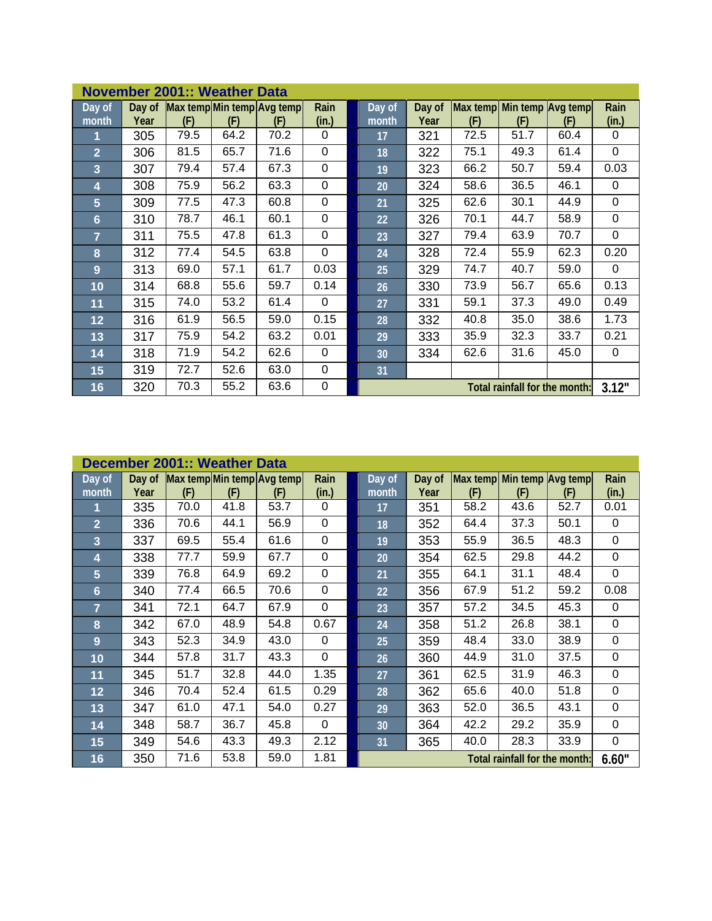## November 2001:: Weather Data

| Day of month | Day of Year | Max temp (F) | Min temp (F) | Avg temp (F) | Rain (in.) | Day of month | Day of Year | Max temp (F) | Min temp (F) | Avg temp (F) | Rain (in.) |
|---|---|---|---|---|---|---|---|---|---|---|---|
| 1 | 305 | 79.5 | 64.2 | 70.2 | 0 | 17 | 321 | 72.5 | 51.7 | 60.4 | 0 |
| 2 | 306 | 81.5 | 65.7 | 71.6 | 0 | 18 | 322 | 75.1 | 49.3 | 61.4 | 0 |
| 3 | 307 | 79.4 | 57.4 | 67.3 | 0 | 19 | 323 | 66.2 | 50.7 | 59.4 | 0.03 |
| 4 | 308 | 75.9 | 56.2 | 63.3 | 0 | 20 | 324 | 58.6 | 36.5 | 46.1 | 0 |
| 5 | 309 | 77.5 | 47.3 | 60.8 | 0 | 21 | 325 | 62.6 | 30.1 | 44.9 | 0 |
| 6 | 310 | 78.7 | 46.1 | 60.1 | 0 | 22 | 326 | 70.1 | 44.7 | 58.9 | 0 |
| 7 | 311 | 75.5 | 47.8 | 61.3 | 0 | 23 | 327 | 79.4 | 63.9 | 70.7 | 0 |
| 8 | 312 | 77.4 | 54.5 | 63.8 | 0 | 24 | 328 | 72.4 | 55.9 | 62.3 | 0.20 |
| 9 | 313 | 69.0 | 57.1 | 61.7 | 0.03 | 25 | 329 | 74.7 | 40.7 | 59.0 | 0 |
| 10 | 314 | 68.8 | 55.6 | 59.7 | 0.14 | 26 | 330 | 73.9 | 56.7 | 65.6 | 0.13 |
| 11 | 315 | 74.0 | 53.2 | 61.4 | 0 | 27 | 331 | 59.1 | 37.3 | 49.0 | 0.49 |
| 12 | 316 | 61.9 | 56.5 | 59.0 | 0.15 | 28 | 332 | 40.8 | 35.0 | 38.6 | 1.73 |
| 13 | 317 | 75.9 | 54.2 | 63.2 | 0.01 | 29 | 333 | 35.9 | 32.3 | 33.7 | 0.21 |
| 14 | 318 | 71.9 | 54.2 | 62.6 | 0 | 30 | 334 | 62.6 | 31.6 | 45.0 | 0 |
| 15 | 319 | 72.7 | 52.6 | 63.0 | 0 | 31 | | | | | |
| 16 | 320 | 70.3 | 55.2 | 63.6 | 0 | Total rainfall for the month: | | | | | 3.12" |

## December 2001:: Weather Data

| Day of month | Day of Year | Max temp (F) | Min temp (F) | Avg temp (F) | Rain (in.) | Day of month | Day of Year | Max temp (F) | Min temp (F) | Avg temp (F) | Rain (in.) |
|---|---|---|---|---|---|---|---|---|---|---|---|
| 1 | 335 | 70.0 | 41.8 | 53.7 | 0 | 17 | 351 | 58.2 | 43.6 | 52.7 | 0.01 |
| 2 | 336 | 70.6 | 44.1 | 56.9 | 0 | 18 | 352 | 64.4 | 37.3 | 50.1 | 0 |
| 3 | 337 | 69.5 | 55.4 | 61.6 | 0 | 19 | 353 | 55.9 | 36.5 | 48.3 | 0 |
| 4 | 338 | 77.7 | 59.9 | 67.7 | 0 | 20 | 354 | 62.5 | 29.8 | 44.2 | 0 |
| 5 | 339 | 76.8 | 64.9 | 69.2 | 0 | 21 | 355 | 64.1 | 31.1 | 48.4 | 0 |
| 6 | 340 | 77.4 | 66.5 | 70.6 | 0 | 22 | 356 | 67.9 | 51.2 | 59.2 | 0.08 |
| 7 | 341 | 72.1 | 64.7 | 67.9 | 0 | 23 | 357 | 57.2 | 34.5 | 45.3 | 0 |
| 8 | 342 | 67.0 | 48.9 | 54.8 | 0.67 | 24 | 358 | 51.2 | 26.8 | 38.1 | 0 |
| 9 | 343 | 52.3 | 34.9 | 43.0 | 0 | 25 | 359 | 48.4 | 33.0 | 38.9 | 0 |
| 10 | 344 | 57.8 | 31.7 | 43.3 | 0 | 26 | 360 | 44.9 | 31.0 | 37.5 | 0 |
| 11 | 345 | 51.7 | 32.8 | 44.0 | 1.35 | 27 | 361 | 62.5 | 31.9 | 46.3 | 0 |
| 12 | 346 | 70.4 | 52.4 | 61.5 | 0.29 | 28 | 362 | 65.6 | 40.0 | 51.8 | 0 |
| 13 | 347 | 61.0 | 47.1 | 54.0 | 0.27 | 29 | 363 | 52.0 | 36.5 | 43.1 | 0 |
| 14 | 348 | 58.7 | 36.7 | 45.8 | 0 | 30 | 364 | 42.2 | 29.2 | 35.9 | 0 |
| 15 | 349 | 54.6 | 43.3 | 49.3 | 2.12 | 31 | 365 | 40.0 | 28.3 | 33.9 | 0 |
| 16 | 350 | 71.6 | 53.8 | 59.0 | 1.81 | Total rainfall for the month: | | | | | 6.60" |